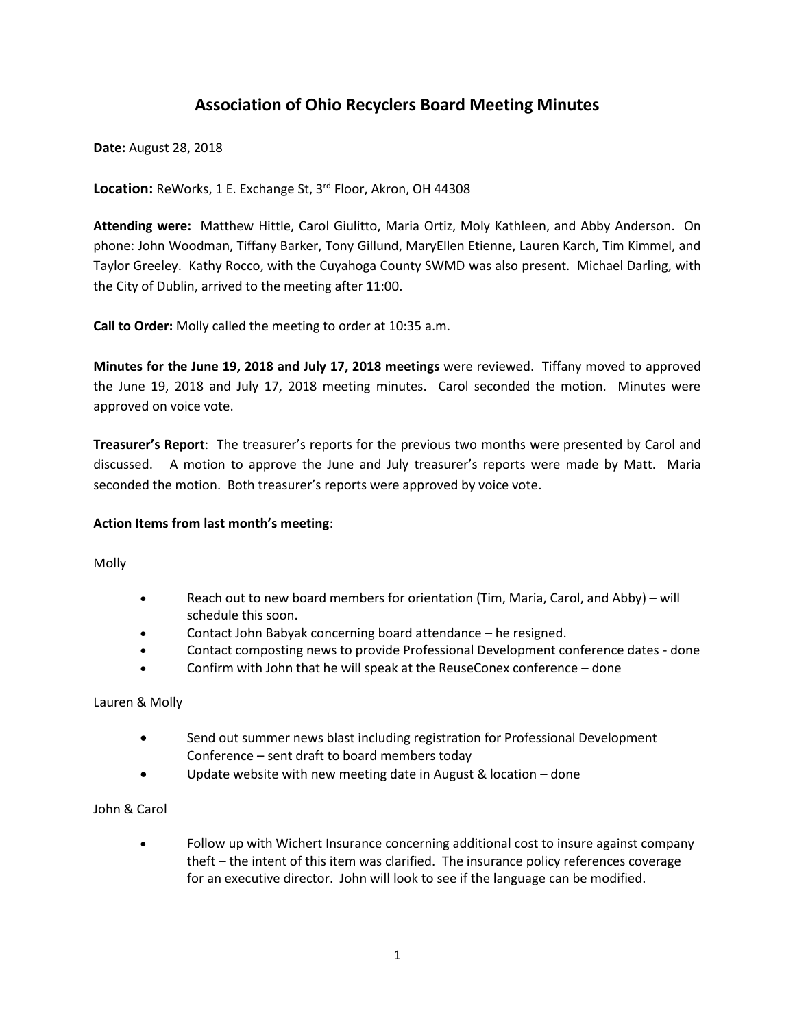# Association of Ohio Recyclers Board Meeting Minutes

**Date:** August 28, 2018

**Location:** ReWorks, 1 E. Exchange St, 3rd Floor, Akron, OH 44308

**Attending were:** Matthew Hittle, Carol Giulitto, Maria Ortiz, Moly Kathleen, and Abby Anderson. On phone: John Woodman, Tiffany Barker, Tony Gillund, MaryEllen Etienne, Lauren Karch, Tim Kimmel, and Taylor Greeley. Kathy Rocco, with the Cuyahoga County SWMD was also present. Michael Darling, with the City of Dublin, arrived to the meeting after 11:00.

**Call to Order:** Molly called the meeting to order at 10:35 a.m.

**Minutes for the June 19, 2018 and July 17, 2018 meetings** were reviewed. Tiffany moved to approved the June 19, 2018 and July 17, 2018 meeting minutes. Carol seconded the motion. Minutes were approved on voice vote.

**Treasurer's Report**: The treasurer's reports for the previous two months were presented by Carol and discussed. A motion to approve the June and July treasurer's reports were made by Matt. Maria seconded the motion. Both treasurer's reports were approved by voice vote.

**Action Items from last month's meeting**:

Molly

- Reach out to new board members for orientation (Tim, Maria, Carol, and Abby) – will schedule this soon.
- Contact John Babyak concerning board attendance – he resigned.
- Contact composting news to provide Professional Development conference dates - done
- Confirm with John that he will speak at the ReuseConex conference – done

Lauren & Molly

- Send out summer news blast including registration for Professional Development Conference – sent draft to board members today
- Update website with new meeting date in August & location – done

John & Carol

- Follow up with Wichert Insurance concerning additional cost to insure against company theft – the intent of this item was clarified. The insurance policy references coverage for an executive director. John will look to see if the language can be modified.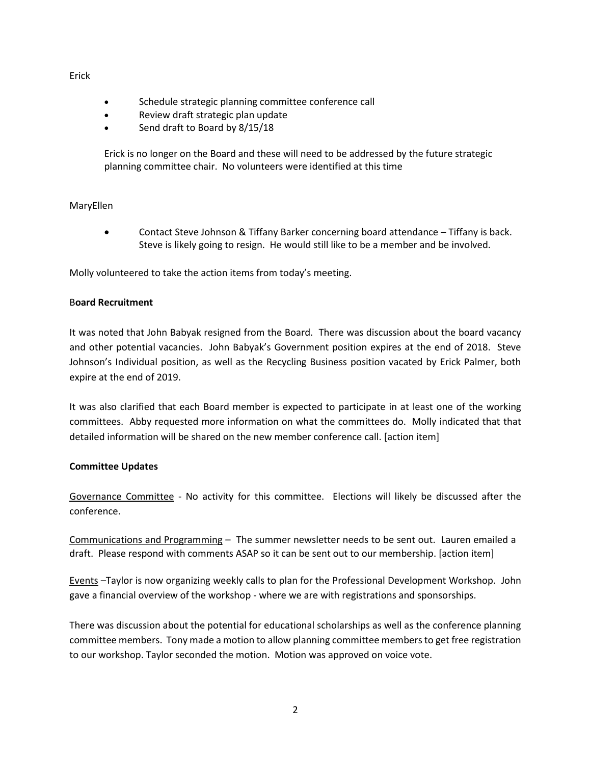Erick

- Schedule strategic planning committee conference call
- Review draft strategic plan update
- Send draft to Board by 8/15/18

Erick is no longer on the Board and these will need to be addressed by the future strategic planning committee chair. No volunteers were identified at this time

MaryEllen

- Contact Steve Johnson & Tiffany Barker concerning board attendance – Tiffany is back. Steve is likely going to resign. He would still like to be a member and be involved.

Molly volunteered to take the action items from today's meeting.

**Board Recruitment**

It was noted that John Babyak resigned from the Board. There was discussion about the board vacancy and other potential vacancies. John Babyak's Government position expires at the end of 2018. Steve Johnson's Individual position, as well as the Recycling Business position vacated by Erick Palmer, both expire at the end of 2019.

It was also clarified that each Board member is expected to participate in at least one of the working committees. Abby requested more information on what the committees do. Molly indicated that that detailed information will be shared on the new member conference call. [action item]

**Committee Updates**

Governance Committee - No activity for this committee. Elections will likely be discussed after the conference.

Communications and Programming – The summer newsletter needs to be sent out. Lauren emailed a draft. Please respond with comments ASAP so it can be sent out to our membership. [action item]

Events –Taylor is now organizing weekly calls to plan for the Professional Development Workshop. John gave a financial overview of the workshop - where we are with registrations and sponsorships.

There was discussion about the potential for educational scholarships as well as the conference planning committee members. Tony made a motion to allow planning committee members to get free registration to our workshop. Taylor seconded the motion. Motion was approved on voice vote.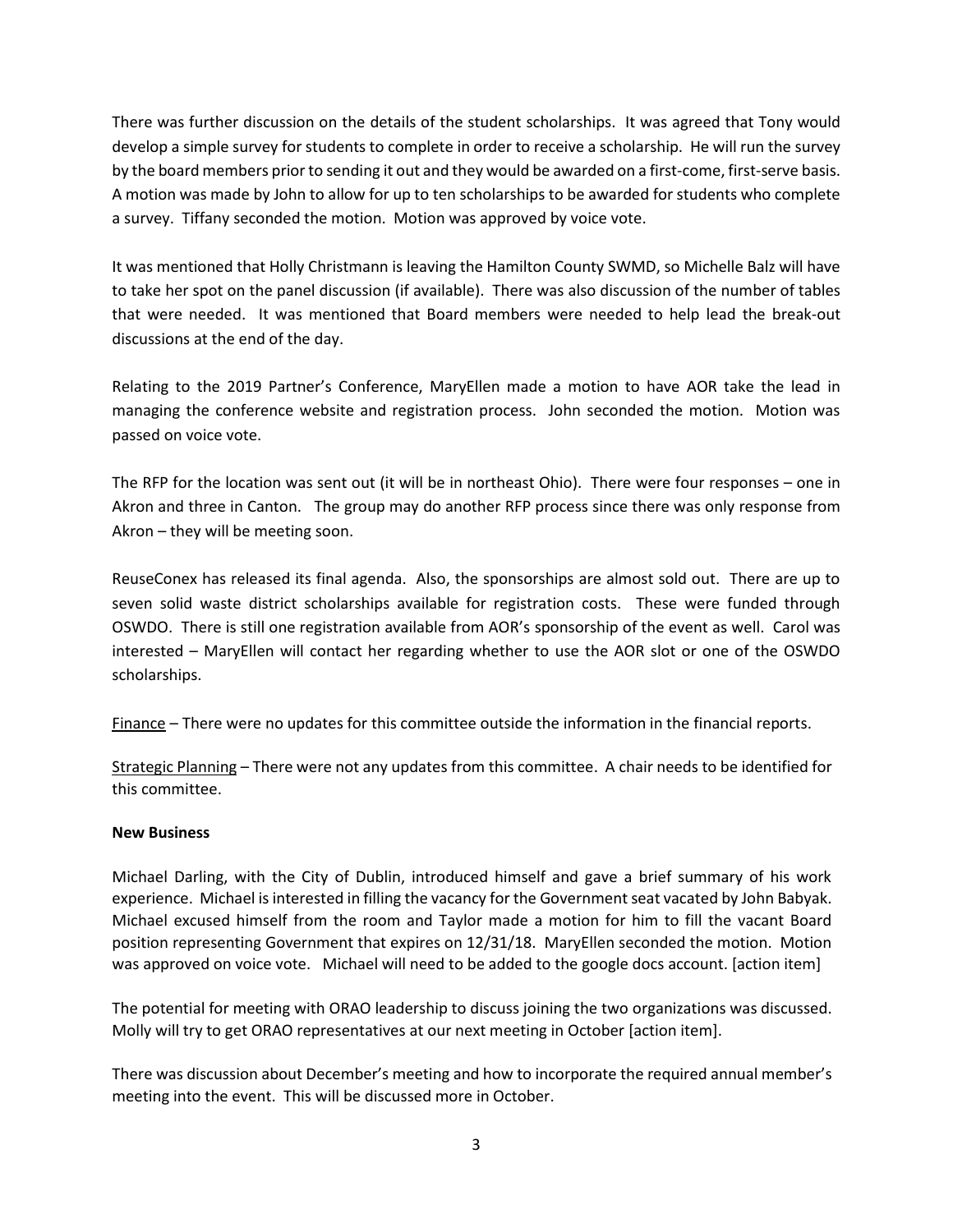There was further discussion on the details of the student scholarships. It was agreed that Tony would develop a simple survey for students to complete in order to receive a scholarship. He will run the survey by the board members prior to sending it out and they would be awarded on a first-come, first-serve basis. A motion was made by John to allow for up to ten scholarships to be awarded for students who complete a survey. Tiffany seconded the motion. Motion was approved by voice vote.

It was mentioned that Holly Christmann is leaving the Hamilton County SWMD, so Michelle Balz will have to take her spot on the panel discussion (if available). There was also discussion of the number of tables that were needed. It was mentioned that Board members were needed to help lead the break-out discussions at the end of the day.

Relating to the 2019 Partner's Conference, MaryEllen made a motion to have AOR take the lead in managing the conference website and registration process. John seconded the motion. Motion was passed on voice vote.

The RFP for the location was sent out (it will be in northeast Ohio). There were four responses – one in Akron and three in Canton. The group may do another RFP process since there was only response from Akron – they will be meeting soon.

ReuseConex has released its final agenda. Also, the sponsorships are almost sold out. There are up to seven solid waste district scholarships available for registration costs. These were funded through OSWDO. There is still one registration available from AOR's sponsorship of the event as well. Carol was interested – MaryEllen will contact her regarding whether to use the AOR slot or one of the OSWDO scholarships.

<u>Finance</u> – There were no updates for this committee outside the information in the financial reports.

<u>Strategic Planning</u> – There were not any updates from this committee. A chair needs to be identified for this committee.

**New Business**

Michael Darling, with the City of Dublin, introduced himself and gave a brief summary of his work experience. Michael is interested in filling the vacancy for the Government seat vacated by John Babyak. Michael excused himself from the room and Taylor made a motion for him to fill the vacant Board position representing Government that expires on 12/31/18. MaryEllen seconded the motion. Motion was approved on voice vote. Michael will need to be added to the google docs account. [action item]

The potential for meeting with ORAO leadership to discuss joining the two organizations was discussed. Molly will try to get ORAO representatives at our next meeting in October [action item].

There was discussion about December's meeting and how to incorporate the required annual member's meeting into the event. This will be discussed more in October.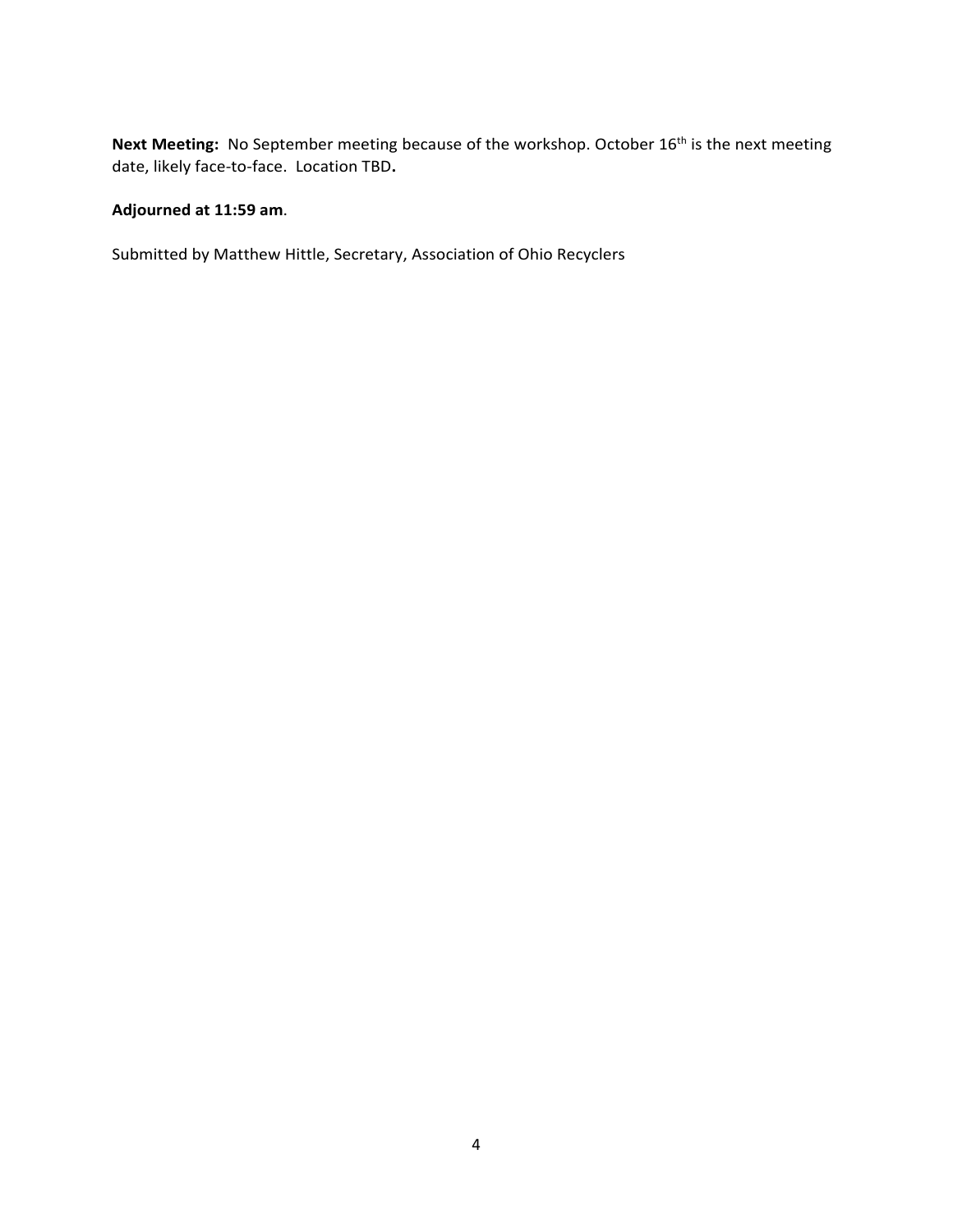**Next Meeting:** No September meeting because of the workshop. October 16th is the next meeting date, likely face-to-face. Location TBD**.**

**Adjourned at 11:59 am**.

Submitted by Matthew Hittle, Secretary, Association of Ohio Recyclers